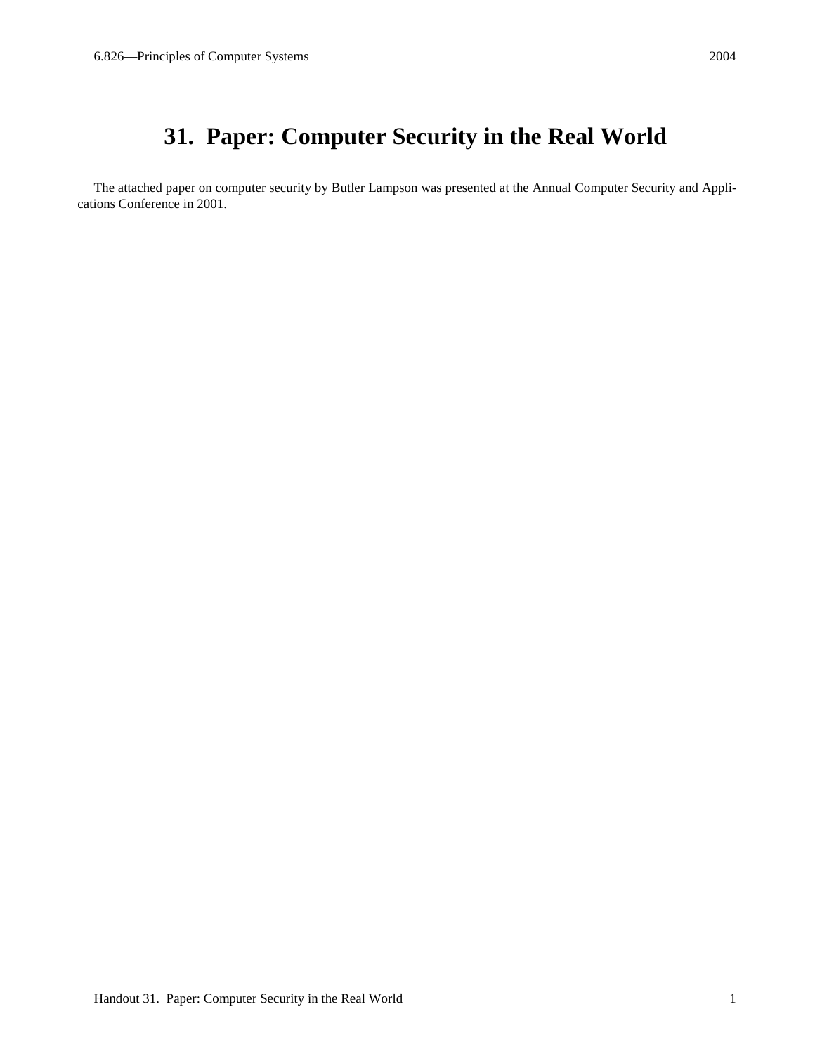# 31. Paper: Computer Security in the Real World

The attached paper on computer security by Butler Lampson was presented at the Annual Computer Security and Applications Conference in 2001.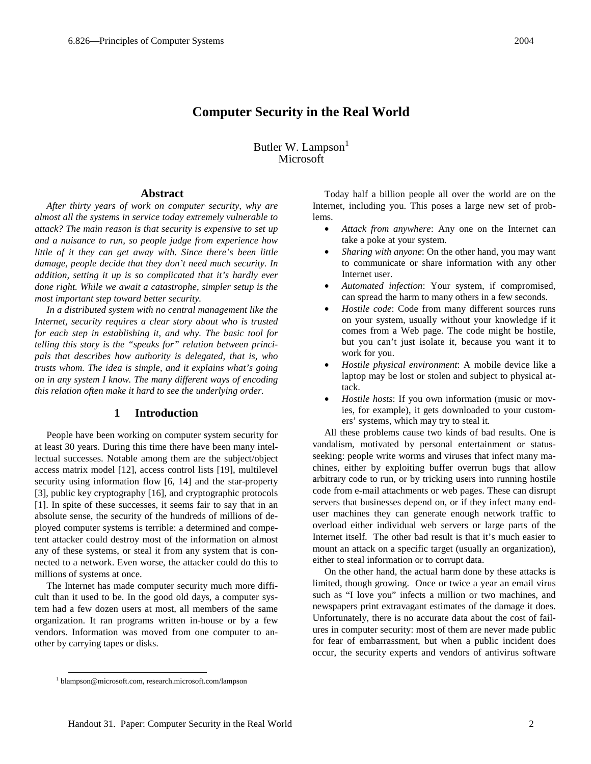# Computer Security in the Real World

Butler W. Lampson[1]
Microsoft

## Abstract

*After thirty years of work on computer security, why are almost all the systems in service today extremely vulnerable to attack? The main reason is that security is expensive to set up and a nuisance to run, so people judge from experience how little of it they can get away with. Since there's been little damage, people decide that they don't need much security. In addition, setting it up is so complicated that it's hardly ever done right. While we await a catastrophe, simpler setup is the most important step toward better security.*

*In a distributed system with no central management like the Internet, security requires a clear story about who is trusted for each step in establishing it, and why. The basic tool for telling this story is the "speaks for" relation between principals that describes how authority is delegated, that is, who trusts whom. The idea is simple, and it explains what's going on in any system I know. The many different ways of encoding this relation often make it hard to see the underlying order.*

## 1 Introduction

People have been working on computer system security for at least 30 years. During this time there have been many intellectual successes. Notable among them are the subject/object access matrix model [12], access control lists [19], multilevel security using information flow [6, 14] and the star-property [3], public key cryptography [16], and cryptographic protocols [1]. In spite of these successes, it seems fair to say that in an absolute sense, the security of the hundreds of millions of deployed computer systems is terrible: a determined and competent attacker could destroy most of the information on almost any of these systems, or steal it from any system that is connected to a network. Even worse, the attacker could do this to millions of systems at once.

The Internet has made computer security much more difficult than it used to be. In the good old days, a computer system had a few dozen users at most, all members of the same organization. It ran programs written in-house or by a few vendors. Information was moved from one computer to another by carrying tapes or disks.

Today half a billion people all over the world are on the Internet, including you. This poses a large new set of problems.

- *Attack from anywhere*: Any one on the Internet can take a poke at your system.
- *Sharing with anyone*: On the other hand, you may want to communicate or share information with any other Internet user.
- *Automated infection*: Your system, if compromised, can spread the harm to many others in a few seconds.
- *Hostile code*: Code from many different sources runs on your system, usually without your knowledge if it comes from a Web page. The code might be hostile, but you can't just isolate it, because you want it to work for you.
- *Hostile physical environment*: A mobile device like a laptop may be lost or stolen and subject to physical attack.
- *Hostile hosts*: If you own information (music or movies, for example), it gets downloaded to your customers' systems, which may try to steal it.

All these problems cause two kinds of bad results. One is vandalism, motivated by personal entertainment or status-seeking: people write worms and viruses that infect many machines, either by exploiting buffer overrun bugs that allow arbitrary code to run, or by tricking users into running hostile code from e-mail attachments or web pages. These can disrupt servers that businesses depend on, or if they infect many end-user machines they can generate enough network traffic to overload either individual web servers or large parts of the Internet itself. The other bad result is that it's much easier to mount an attack on a specific target (usually an organization), either to steal information or to corrupt data.

On the other hand, the actual harm done by these attacks is limited, though growing. Once or twice a year an email virus such as "I love you" infects a million or two machines, and newspapers print extravagant estimates of the damage it does. Unfortunately, there is no accurate data about the cost of failures in computer security: most of them are never made public for fear of embarrassment, but when a public incident does occur, the security experts and vendors of antivirus software

[1] blampson@microsoft.com, research.microsoft.com/lampson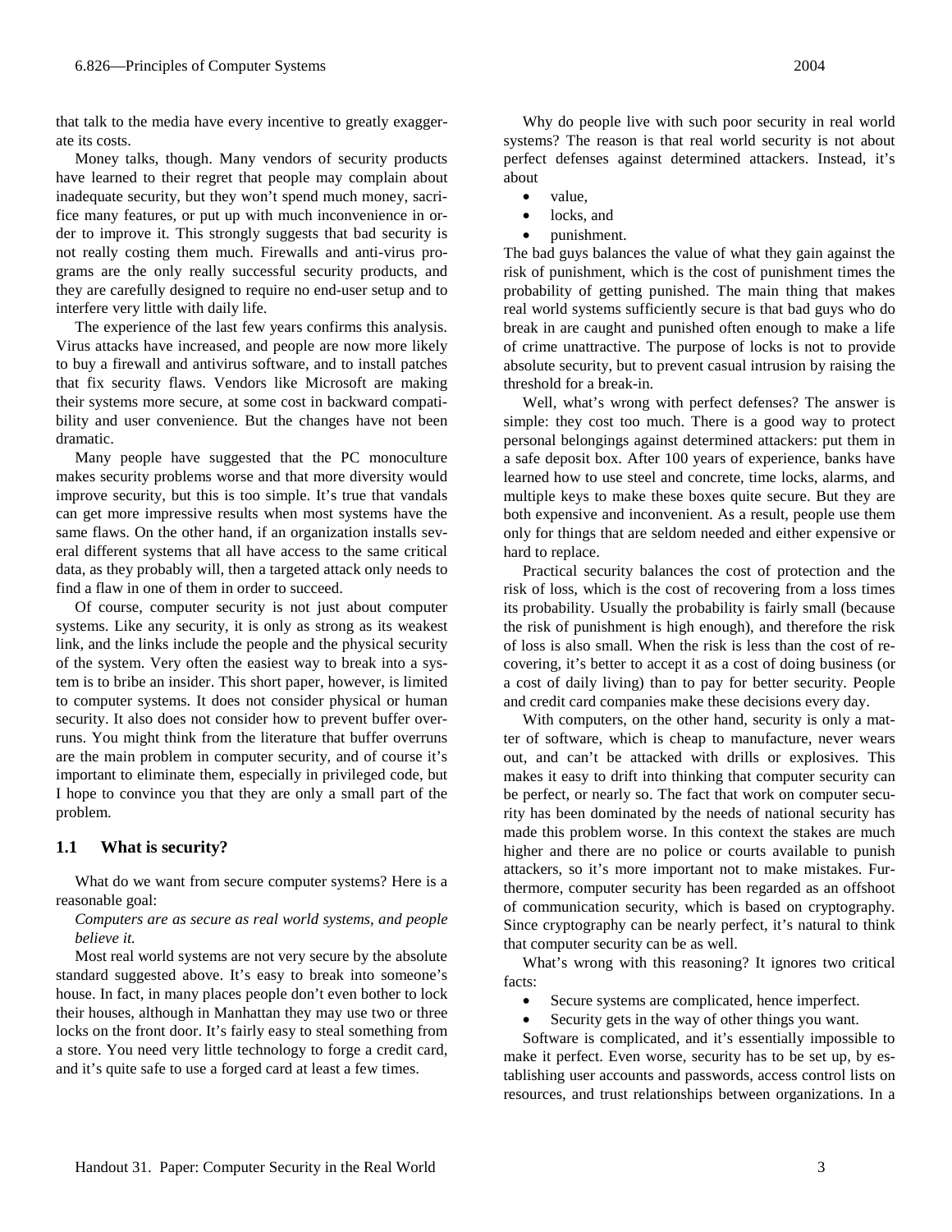that talk to the media have every incentive to greatly exaggerate its costs.

Money talks, though. Many vendors of security products have learned to their regret that people may complain about inadequate security, but they won't spend much money, sacrifice many features, or put up with much inconvenience in order to improve it. This strongly suggests that bad security is not really costing them much. Firewalls and anti-virus programs are the only really successful security products, and they are carefully designed to require no end-user setup and to interfere very little with daily life.

The experience of the last few years confirms this analysis. Virus attacks have increased, and people are now more likely to buy a firewall and antivirus software, and to install patches that fix security flaws. Vendors like Microsoft are making their systems more secure, at some cost in backward compatibility and user convenience. But the changes have not been dramatic.

Many people have suggested that the PC monoculture makes security problems worse and that more diversity would improve security, but this is too simple. It's true that vandals can get more impressive results when most systems have the same flaws. On the other hand, if an organization installs several different systems that all have access to the same critical data, as they probably will, then a targeted attack only needs to find a flaw in one of them in order to succeed.

Of course, computer security is not just about computer systems. Like any security, it is only as strong as its weakest link, and the links include the people and the physical security of the system. Very often the easiest way to break into a system is to bribe an insider. This short paper, however, is limited to computer systems. It does not consider physical or human security. It also does not consider how to prevent buffer overruns. You might think from the literature that buffer overruns are the main problem in computer security, and of course it's important to eliminate them, especially in privileged code, but I hope to convince you that they are only a small part of the problem.

## 1.1 What is security?

What do we want from secure computer systems? Here is a reasonable goal:

*Computers are as secure as real world systems, and people believe it.*

Most real world systems are not very secure by the absolute standard suggested above. It's easy to break into someone's house. In fact, in many places people don't even bother to lock their houses, although in Manhattan they may use two or three locks on the front door. It's fairly easy to steal something from a store. You need very little technology to forge a credit card, and it's quite safe to use a forged card at least a few times.

Why do people live with such poor security in real world systems? The reason is that real world security is not about perfect defenses against determined attackers. Instead, it's about

- value,
- locks, and
- punishment.

The bad guys balances the value of what they gain against the risk of punishment, which is the cost of punishment times the probability of getting punished. The main thing that makes real world systems sufficiently secure is that bad guys who do break in are caught and punished often enough to make a life of crime unattractive. The purpose of locks is not to provide absolute security, but to prevent casual intrusion by raising the threshold for a break-in.

Well, what's wrong with perfect defenses? The answer is simple: they cost too much. There is a good way to protect personal belongings against determined attackers: put them in a safe deposit box. After 100 years of experience, banks have learned how to use steel and concrete, time locks, alarms, and multiple keys to make these boxes quite secure. But they are both expensive and inconvenient. As a result, people use them only for things that are seldom needed and either expensive or hard to replace.

Practical security balances the cost of protection and the risk of loss, which is the cost of recovering from a loss times its probability. Usually the probability is fairly small (because the risk of punishment is high enough), and therefore the risk of loss is also small. When the risk is less than the cost of recovering, it's better to accept it as a cost of doing business (or a cost of daily living) than to pay for better security. People and credit card companies make these decisions every day.

With computers, on the other hand, security is only a matter of software, which is cheap to manufacture, never wears out, and can't be attacked with drills or explosives. This makes it easy to drift into thinking that computer security can be perfect, or nearly so. The fact that work on computer security has been dominated by the needs of national security has made this problem worse. In this context the stakes are much higher and there are no police or courts available to punish attackers, so it's more important not to make mistakes. Furthermore, computer security has been regarded as an offshoot of communication security, which is based on cryptography. Since cryptography can be nearly perfect, it's natural to think that computer security can be as well.

What's wrong with this reasoning? It ignores two critical facts:

- Secure systems are complicated, hence imperfect.
- Security gets in the way of other things you want.

Software is complicated, and it's essentially impossible to make it perfect. Even worse, security has to be set up, by establishing user accounts and passwords, access control lists on resources, and trust relationships between organizations. In a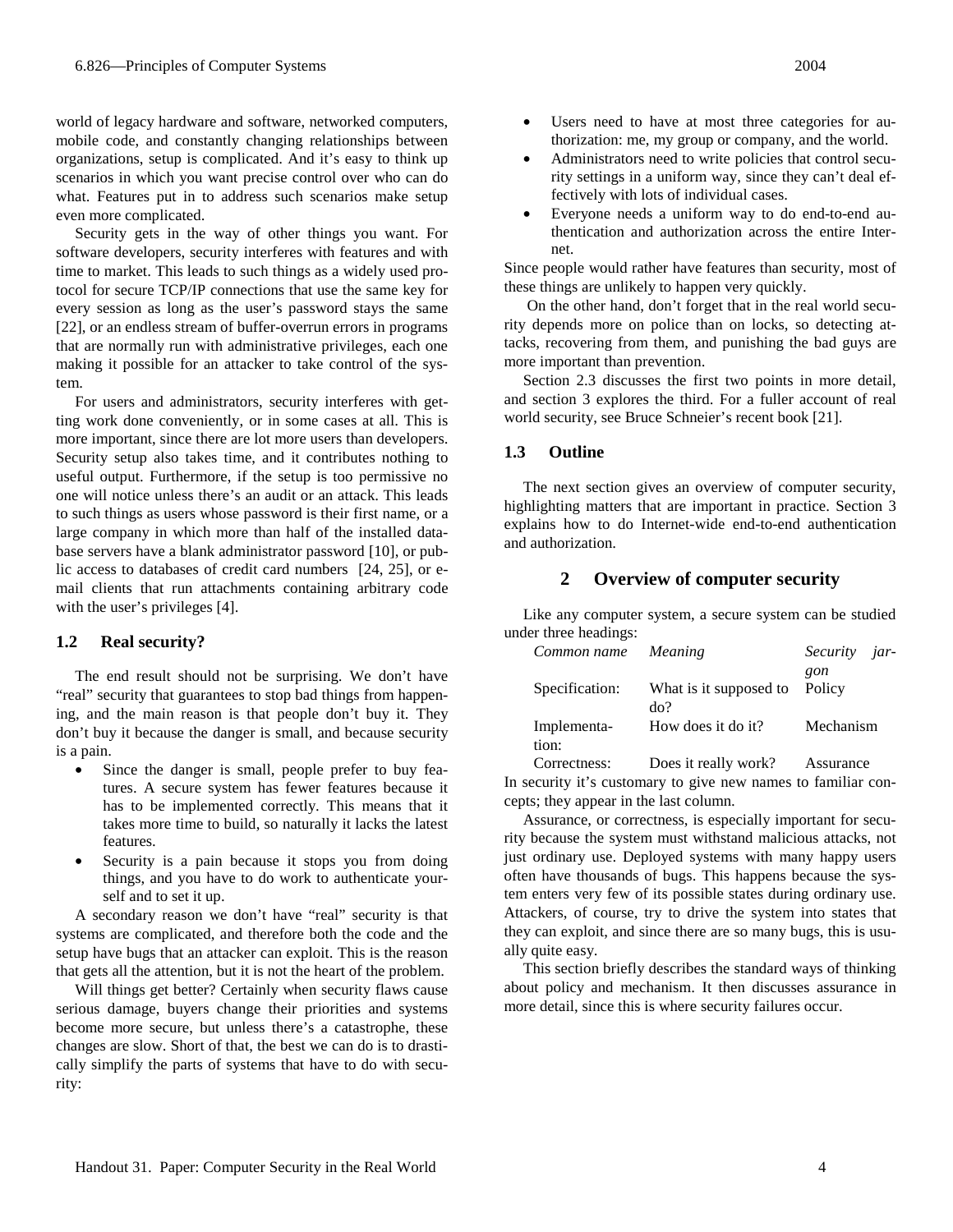world of legacy hardware and software, networked computers, mobile code, and constantly changing relationships between organizations, setup is complicated. And it's easy to think up scenarios in which you want precise control over who can do what. Features put in to address such scenarios make setup even more complicated.

Security gets in the way of other things you want. For software developers, security interferes with features and with time to market. This leads to such things as a widely used protocol for secure TCP/IP connections that use the same key for every session as long as the user's password stays the same [22], or an endless stream of buffer-overrun errors in programs that are normally run with administrative privileges, each one making it possible for an attacker to take control of the system.

For users and administrators, security interferes with getting work done conveniently, or in some cases at all. This is more important, since there are lot more users than developers. Security setup also takes time, and it contributes nothing to useful output. Furthermore, if the setup is too permissive no one will notice unless there's an audit or an attack. This leads to such things as users whose password is their first name, or a large company in which more than half of the installed database servers have a blank administrator password [10], or public access to databases of credit card numbers [24, 25], or e-mail clients that run attachments containing arbitrary code with the user's privileges [4].

### 1.2 Real security?

The end result should not be surprising. We don't have "real" security that guarantees to stop bad things from happening, and the main reason is that people don't buy it. They don't buy it because the danger is small, and because security is a pain.

- Since the danger is small, people prefer to buy features. A secure system has fewer features because it has to be implemented correctly. This means that it takes more time to build, so naturally it lacks the latest features.
- Security is a pain because it stops you from doing things, and you have to do work to authenticate yourself and to set it up.

A secondary reason we don't have "real" security is that systems are complicated, and therefore both the code and the setup have bugs that an attacker can exploit. This is the reason that gets all the attention, but it is not the heart of the problem.

Will things get better? Certainly when security flaws cause serious damage, buyers change their priorities and systems become more secure, but unless there's a catastrophe, these changes are slow. Short of that, the best we can do is to drastically simplify the parts of systems that have to do with security:

- Users need to have at most three categories for authorization: me, my group or company, and the world.
- Administrators need to write policies that control security settings in a uniform way, since they can't deal effectively with lots of individual cases.
- Everyone needs a uniform way to do end-to-end authentication and authorization across the entire Internet.

Since people would rather have features than security, most of these things are unlikely to happen very quickly.

On the other hand, don't forget that in the real world security depends more on police than on locks, so detecting attacks, recovering from them, and punishing the bad guys are more important than prevention.

Section 2.3 discusses the first two points in more detail, and section 3 explores the third. For a fuller account of real world security, see Bruce Schneier's recent book [21].

### 1.3 Outline

The next section gives an overview of computer security, highlighting matters that are important in practice. Section 3 explains how to do Internet-wide end-to-end authentication and authorization.

## 2 Overview of computer security

Like any computer system, a secure system can be studied under three headings:

| *Common name* | *Meaning* | *Security jargon* |
|---|---|---|
| Specification: | What is it supposed to do? | Policy |
| Implementation: | How does it do it? | Mechanism |
| Correctness: | Does it really work? | Assurance |

In security it's customary to give new names to familiar concepts; they appear in the last column.

Assurance, or correctness, is especially important for security because the system must withstand malicious attacks, not just ordinary use. Deployed systems with many happy users often have thousands of bugs. This happens because the system enters very few of its possible states during ordinary use. Attackers, of course, try to drive the system into states that they can exploit, and since there are so many bugs, this is usually quite easy.

This section briefly describes the standard ways of thinking about policy and mechanism. It then discusses assurance in more detail, since this is where security failures occur.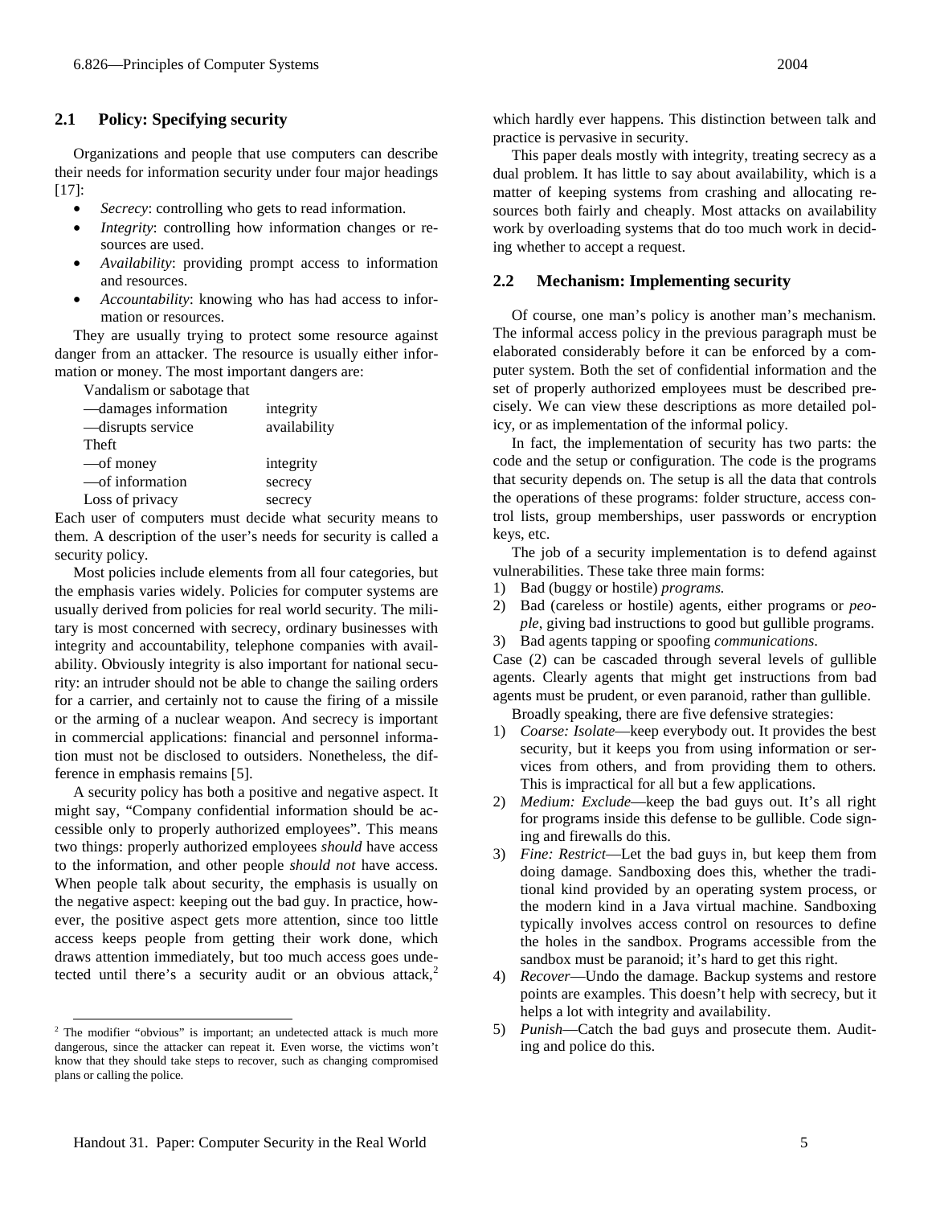## 2.1 Policy: Specifying security

Organizations and people that use computers can describe their needs for information security under four major headings [17]:

- *Secrecy*: controlling who gets to read information.
- *Integrity*: controlling how information changes or resources are used.
- *Availability*: providing prompt access to information and resources.
- *Accountability*: knowing who has had access to information or resources.

They are usually trying to protect some resource against danger from an attacker. The resource is usually either information or money. The most important dangers are:

| | |
|---|---|
| Vandalism or sabotage that | |
| —damages information | integrity |
| —disrupts service | availability |
| Theft | |
| —of money | integrity |
| —of information | secrecy |
| Loss of privacy | secrecy |

Each user of computers must decide what security means to them. A description of the user's needs for security is called a security policy.

Most policies include elements from all four categories, but the emphasis varies widely. Policies for computer systems are usually derived from policies for real world security. The military is most concerned with secrecy, ordinary businesses with integrity and accountability, telephone companies with availability. Obviously integrity is also important for national security: an intruder should not be able to change the sailing orders for a carrier, and certainly not to cause the firing of a missile or the arming of a nuclear weapon. And secrecy is important in commercial applications: financial and personnel information must not be disclosed to outsiders. Nonetheless, the difference in emphasis remains [5].

A security policy has both a positive and negative aspect. It might say, "Company confidential information should be accessible only to properly authorized employees". This means two things: properly authorized employees *should* have access to the information, and other people *should not* have access. When people talk about security, the emphasis is usually on the negative aspect: keeping out the bad guy. In practice, however, the positive aspect gets more attention, since too little access keeps people from getting their work done, which draws attention immediately, but too much access goes undetected until there's a security audit or an obvious attack,[2] which hardly ever happens. This distinction between talk and practice is pervasive in security.

This paper deals mostly with integrity, treating secrecy as a dual problem. It has little to say about availability, which is a matter of keeping systems from crashing and allocating resources both fairly and cheaply. Most attacks on availability work by overloading systems that do too much work in deciding whether to accept a request.

## 2.2 Mechanism: Implementing security

Of course, one man's policy is another man's mechanism. The informal access policy in the previous paragraph must be elaborated considerably before it can be enforced by a computer system. Both the set of confidential information and the set of properly authorized employees must be described precisely. We can view these descriptions as more detailed policy, or as implementation of the informal policy.

In fact, the implementation of security has two parts: the code and the setup or configuration. The code is the programs that security depends on. The setup is all the data that controls the operations of these programs: folder structure, access control lists, group memberships, user passwords or encryption keys, etc.

The job of a security implementation is to defend against vulnerabilities. These take three main forms:

1) Bad (buggy or hostile) *programs.*
2) Bad (careless or hostile) agents, either programs or *people*, giving bad instructions to good but gullible programs.
3) Bad agents tapping or spoofing *communications*.

Case (2) can be cascaded through several levels of gullible agents. Clearly agents that might get instructions from bad agents must be prudent, or even paranoid, rather than gullible.

Broadly speaking, there are five defensive strategies:

1) *Coarse: Isolate*—keep everybody out. It provides the best security, but it keeps you from using information or services from others, and from providing them to others. This is impractical for all but a few applications.
2) *Medium: Exclude*—keep the bad guys out. It's all right for programs inside this defense to be gullible. Code signing and firewalls do this.
3) *Fine: Restrict*—Let the bad guys in, but keep them from doing damage. Sandboxing does this, whether the traditional kind provided by an operating system process, or the modern kind in a Java virtual machine. Sandboxing typically involves access control on resources to define the holes in the sandbox. Programs accessible from the sandbox must be paranoid; it's hard to get this right.
4) *Recover*—Undo the damage. Backup systems and restore points are examples. This doesn't help with secrecy, but it helps a lot with integrity and availability.
5) *Punish*—Catch the bad guys and prosecute them. Auditing and police do this.

[2] The modifier "obvious" is important; an undetected attack is much more dangerous, since the attacker can repeat it. Even worse, the victims won't know that they should take steps to recover, such as changing compromised plans or calling the police.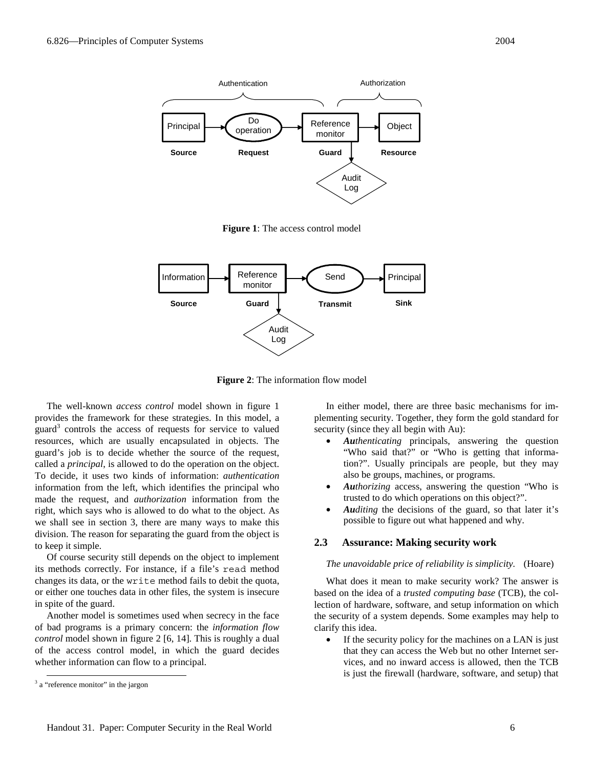**Figure 1**: The access control model

**Figure 2**: The information flow model

The well-known *access control* model shown in figure 1 provides the framework for these strategies. In this model, a guard[3] controls the access of requests for service to valued resources, which are usually encapsulated in objects. The guard's job is to decide whether the source of the request, called a *principal*, is allowed to do the operation on the object. To decide, it uses two kinds of information: *authentication* information from the left, which identifies the principal who made the request, and *authorization* information from the right, which says who is allowed to do what to the object. As we shall see in section 3, there are many ways to make this division. The reason for separating the guard from the object is to keep it simple.

Of course security still depends on the object to implement its methods correctly. For instance, if a file's `read` method changes its data, or the `write` method fails to debit the quota, or either one touches data in other files, the system is insecure in spite of the guard.

Another model is sometimes used when secrecy in the face of bad programs is a primary concern: the *information flow control* model shown in figure 2 [6, 14]. This is roughly a dual of the access control model, in which the guard decides whether information can flow to a principal.

[3] a "reference monitor" in the jargon

In either model, there are three basic mechanisms for implementing security. Together, they form the gold standard for security (since they all begin with Au):

- ***Au**thenticating* principals, answering the question "Who said that?" or "Who is getting that information?". Usually principals are people, but they may also be groups, machines, or programs.
- ***Au**thorizing* access, answering the question "Who is trusted to do which operations on this object?".
- ***Au**diting* the decisions of the guard, so that later it's possible to figure out what happened and why.

## 2.3 Assurance: Making security work

*The unavoidable price of reliability is simplicity.* (Hoare)

What does it mean to make security work? The answer is based on the idea of a *trusted computing base* (TCB), the collection of hardware, software, and setup information on which the security of a system depends. Some examples may help to clarify this idea.

- If the security policy for the machines on a LAN is just that they can access the Web but no other Internet services, and no inward access is allowed, then the TCB is just the firewall (hardware, software, and setup) that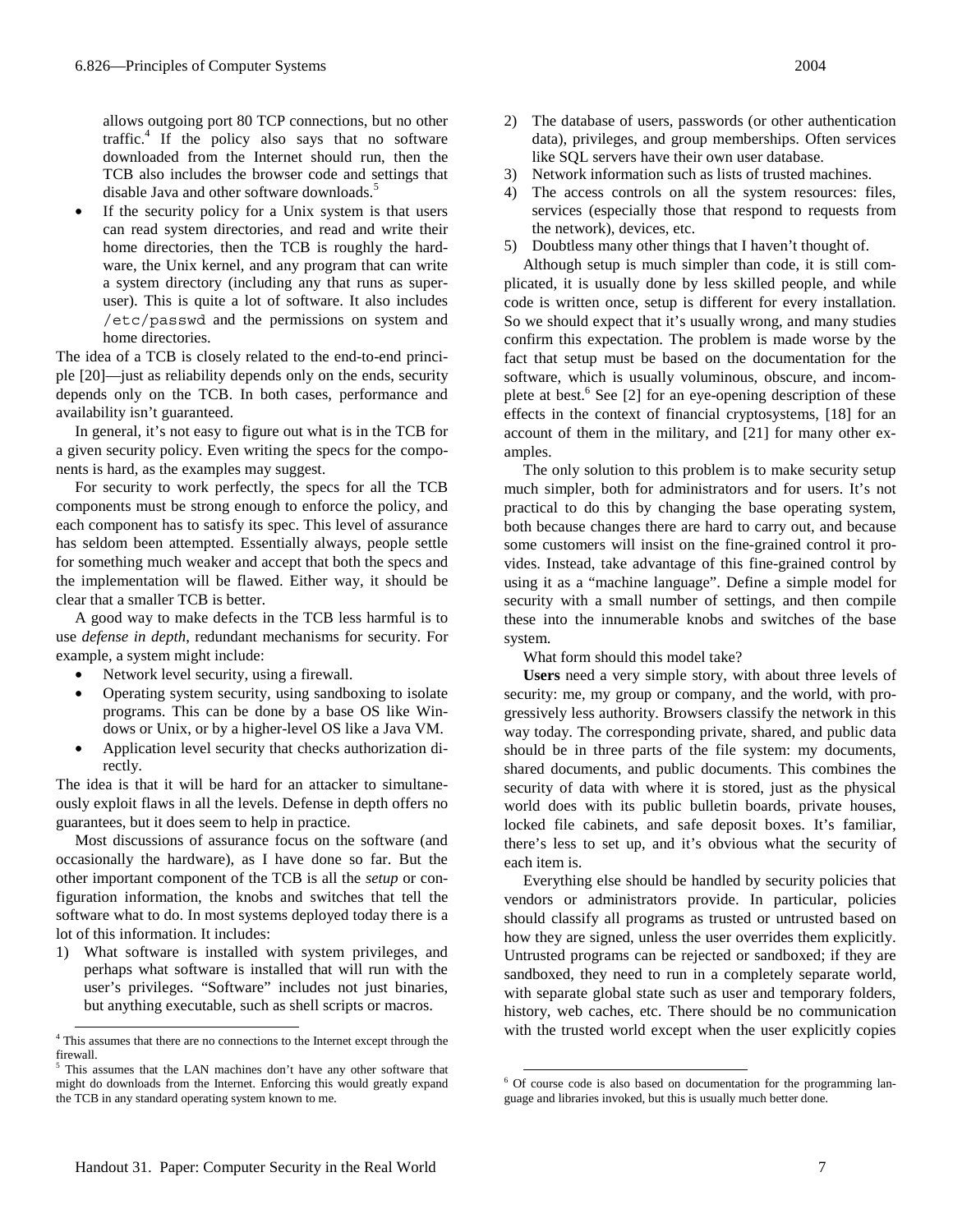allows outgoing port 80 TCP connections, but no other traffic.[4] If the policy also says that no software downloaded from the Internet should run, then the TCB also includes the browser code and settings that disable Java and other software downloads.[5]

- If the security policy for a Unix system is that users can read system directories, and read and write their home directories, then the TCB is roughly the hardware, the Unix kernel, and any program that can write a system directory (including any that runs as superuser). This is quite a lot of software. It also includes `/etc/passwd` and the permissions on system and home directories.

The idea of a TCB is closely related to the end-to-end principle [20]—just as reliability depends only on the ends, security depends only on the TCB. In both cases, performance and availability isn't guaranteed.

In general, it's not easy to figure out what is in the TCB for a given security policy. Even writing the specs for the components is hard, as the examples may suggest.

For security to work perfectly, the specs for all the TCB components must be strong enough to enforce the policy, and each component has to satisfy its spec. This level of assurance has seldom been attempted. Essentially always, people settle for something much weaker and accept that both the specs and the implementation will be flawed. Either way, it should be clear that a smaller TCB is better.

A good way to make defects in the TCB less harmful is to use *defense in depth*, redundant mechanisms for security. For example, a system might include:

- Network level security, using a firewall.
- Operating system security, using sandboxing to isolate programs. This can be done by a base OS like Windows or Unix, or by a higher-level OS like a Java VM.
- Application level security that checks authorization directly.

The idea is that it will be hard for an attacker to simultaneously exploit flaws in all the levels. Defense in depth offers no guarantees, but it does seem to help in practice.

Most discussions of assurance focus on the software (and occasionally the hardware), as I have done so far. But the other important component of the TCB is all the *setup* or configuration information, the knobs and switches that tell the software what to do. In most systems deployed today there is a lot of this information. It includes:

1) What software is installed with system privileges, and perhaps what software is installed that will run with the user's privileges. "Software" includes not just binaries, but anything executable, such as shell scripts or macros.
2) The database of users, passwords (or other authentication data), privileges, and group memberships. Often services like SQL servers have their own user database.
3) Network information such as lists of trusted machines.
4) The access controls on all the system resources: files, services (especially those that respond to requests from the network), devices, etc.
5) Doubtless many other things that I haven't thought of.

Although setup is much simpler than code, it is still complicated, it is usually done by less skilled people, and while code is written once, setup is different for every installation. So we should expect that it's usually wrong, and many studies confirm this expectation. The problem is made worse by the fact that setup must be based on the documentation for the software, which is usually voluminous, obscure, and incomplete at best.[6] See [2] for an eye-opening description of these effects in the context of financial cryptosystems, [18] for an account of them in the military, and [21] for many other examples.

The only solution to this problem is to make security setup much simpler, both for administrators and for users. It's not practical to do this by changing the base operating system, both because changes there are hard to carry out, and because some customers will insist on the fine-grained control it provides. Instead, take advantage of this fine-grained control by using it as a "machine language". Define a simple model for security with a small number of settings, and then compile these into the innumerable knobs and switches of the base system.

What form should this model take?

**Users** need a very simple story, with about three levels of security: me, my group or company, and the world, with progressively less authority. Browsers classify the network in this way today. The corresponding private, shared, and public data should be in three parts of the file system: my documents, shared documents, and public documents. This combines the security of data with where it is stored, just as the physical world does with its public bulletin boards, private houses, locked file cabinets, and safe deposit boxes. It's familiar, there's less to set up, and it's obvious what the security of each item is.

Everything else should be handled by security policies that vendors or administrators provide. In particular, policies should classify all programs as trusted or untrusted based on how they are signed, unless the user overrides them explicitly. Untrusted programs can be rejected or sandboxed; if they are sandboxed, they need to run in a completely separate world, with separate global state such as user and temporary folders, history, web caches, etc. There should be no communication with the trusted world except when the user explicitly copies

---

[4] This assumes that there are no connections to the Internet except through the firewall.

[5] This assumes that the LAN machines don't have any other software that might do downloads from the Internet. Enforcing this would greatly expand the TCB in any standard operating system known to me.

[6] Of course code is also based on documentation for the programming language and libraries invoked, but this is usually much better done.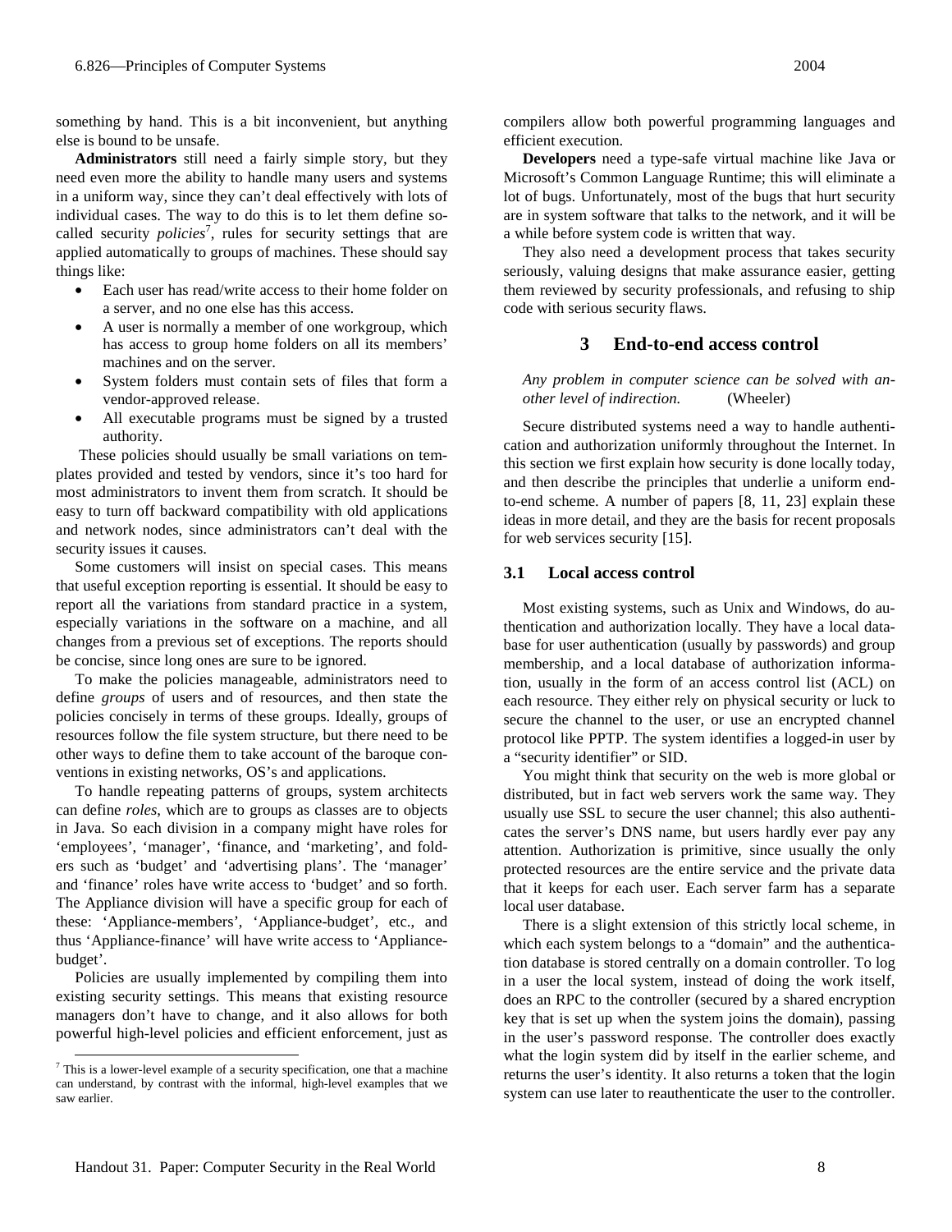something by hand. This is a bit inconvenient, but anything else is bound to be unsafe.

**Administrators** still need a fairly simple story, but they need even more the ability to handle many users and systems in a uniform way, since they can't deal effectively with lots of individual cases. The way to do this is to let them define so-called security *policies*[7], rules for security settings that are applied automatically to groups of machines. These should say things like:

- Each user has read/write access to their home folder on a server, and no one else has this access.
- A user is normally a member of one workgroup, which has access to group home folders on all its members' machines and on the server.
- System folders must contain sets of files that form a vendor-approved release.
- All executable programs must be signed by a trusted authority.

These policies should usually be small variations on templates provided and tested by vendors, since it's too hard for most administrators to invent them from scratch. It should be easy to turn off backward compatibility with old applications and network nodes, since administrators can't deal with the security issues it causes.

Some customers will insist on special cases. This means that useful exception reporting is essential. It should be easy to report all the variations from standard practice in a system, especially variations in the software on a machine, and all changes from a previous set of exceptions. The reports should be concise, since long ones are sure to be ignored.

To make the policies manageable, administrators need to define *groups* of users and of resources, and then state the policies concisely in terms of these groups. Ideally, groups of resources follow the file system structure, but there need to be other ways to define them to take account of the baroque conventions in existing networks, OS's and applications.

To handle repeating patterns of groups, system architects can define *roles*, which are to groups as classes are to objects in Java. So each division in a company might have roles for 'employees', 'manager', 'finance, and 'marketing', and folders such as 'budget' and 'advertising plans'. The 'manager' and 'finance' roles have write access to 'budget' and so forth. The Appliance division will have a specific group for each of these: 'Appliance-members', 'Appliance-budget', etc., and thus 'Appliance-finance' will have write access to 'Appliance-budget'.

Policies are usually implemented by compiling them into existing security settings. This means that existing resource managers don't have to change, and it also allows for both powerful high-level policies and efficient enforcement, just as compilers allow both powerful programming languages and efficient execution.

**Developers** need a type-safe virtual machine like Java or Microsoft's Common Language Runtime; this will eliminate a lot of bugs. Unfortunately, most of the bugs that hurt security are in system software that talks to the network, and it will be a while before system code is written that way.

They also need a development process that takes security seriously, valuing designs that make assurance easier, getting them reviewed by security professionals, and refusing to ship code with serious security flaws.

## 3 End-to-end access control

*Any problem in computer science can be solved with another level of indirection.* (Wheeler)

Secure distributed systems need a way to handle authentication and authorization uniformly throughout the Internet. In this section we first explain how security is done locally today, and then describe the principles that underlie a uniform end-to-end scheme. A number of papers [8, 11, 23] explain these ideas in more detail, and they are the basis for recent proposals for web services security [15].

### 3.1 Local access control

Most existing systems, such as Unix and Windows, do authentication and authorization locally. They have a local database for user authentication (usually by passwords) and group membership, and a local database of authorization information, usually in the form of an access control list (ACL) on each resource. They either rely on physical security or luck to secure the channel to the user, or use an encrypted channel protocol like PPTP. The system identifies a logged-in user by a "security identifier" or SID.

You might think that security on the web is more global or distributed, but in fact web servers work the same way. They usually use SSL to secure the user channel; this also authenticates the server's DNS name, but users hardly ever pay any attention. Authorization is primitive, since usually the only protected resources are the entire service and the private data that it keeps for each user. Each server farm has a separate local user database.

There is a slight extension of this strictly local scheme, in which each system belongs to a "domain" and the authentication database is stored centrally on a domain controller. To log in a user the local system, instead of doing the work itself, does an RPC to the controller (secured by a shared encryption key that is set up when the system joins the domain), passing in the user's password response. The controller does exactly what the login system did by itself in the earlier scheme, and returns the user's identity. It also returns a token that the login system can use later to reauthenticate the user to the controller.

[7] This is a lower-level example of a security specification, one that a machine can understand, by contrast with the informal, high-level examples that we saw earlier.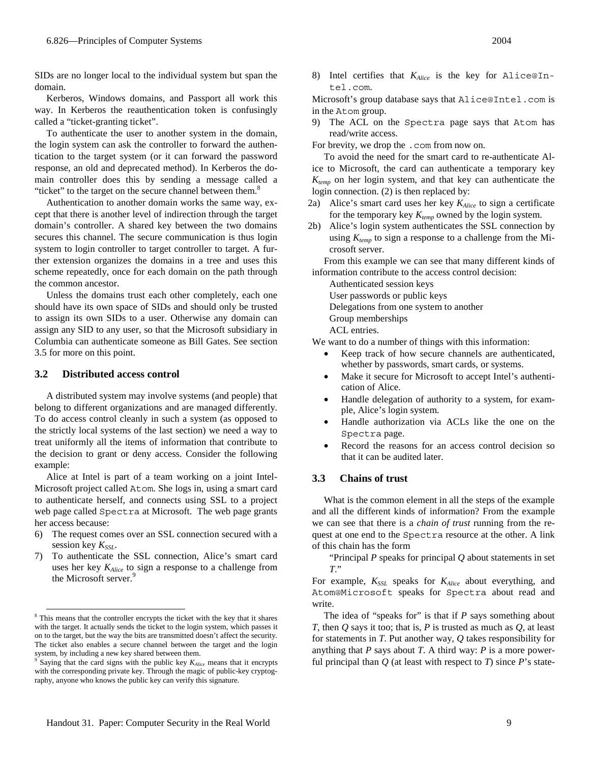SIDs are no longer local to the individual system but span the domain.

Kerberos, Windows domains, and Passport all work this way. In Kerberos the reauthentication token is confusingly called a "ticket-granting ticket".

To authenticate the user to another system in the domain, the login system can ask the controller to forward the authentication to the target system (or it can forward the password response, an old and deprecated method). In Kerberos the domain controller does this by sending a message called a "ticket" to the target on the secure channel between them.[8]

Authentication to another domain works the same way, except that there is another level of indirection through the target domain's controller. A shared key between the two domains secures this channel. The secure communication is thus login system to login controller to target controller to target. A further extension organizes the domains in a tree and uses this scheme repeatedly, once for each domain on the path through the common ancestor.

Unless the domains trust each other completely, each one should have its own space of SIDs and should only be trusted to assign its own SIDs to a user. Otherwise any domain can assign any SID to any user, so that the Microsoft subsidiary in Columbia can authenticate someone as Bill Gates. See section 3.5 for more on this point.

### 3.2 Distributed access control

A distributed system may involve systems (and people) that belong to different organizations and are managed differently. To do access control cleanly in such a system (as opposed to the strictly local systems of the last section) we need a way to treat uniformly all the items of information that contribute to the decision to grant or deny access. Consider the following example:

Alice at Intel is part of a team working on a joint Intel-Microsoft project called `Atom`. She logs in, using a smart card to authenticate herself, and connects using SSL to a project web page called `Spectra` at Microsoft. The web page grants her access because:

6) The request comes over an SSL connection secured with a session key $K_{SSL}$.
7) To authenticate the SSL connection, Alice's smart card uses her key $K_{Alice}$ to sign a response to a challenge from the Microsoft server.[9]
8) Intel certifies that $K_{Alice}$ is the key for `Alice@Intel.com`.

Microsoft's group database says that `Alice@Intel.com` is in the `Atom` group.

9) The ACL on the `Spectra` page says that `Atom` has read/write access.

For brevity, we drop the `.com` from now on.

To avoid the need for the smart card to re-authenticate Alice to Microsoft, the card can authenticate a temporary key $K_{temp}$ on her login system, and that key can authenticate the login connection. (2) is then replaced by:

2a) Alice's smart card uses her key $K_{Alice}$ to sign a certificate for the temporary key $K_{temp}$ owned by the login system.

2b) Alice's login system authenticates the SSL connection by using $K_{temp}$ to sign a response to a challenge from the Microsoft server.

From this example we can see that many different kinds of information contribute to the access control decision:

Authenticated session keys
User passwords or public keys
Delegations from one system to another
Group memberships
ACL entries.

We want to do a number of things with this information:

- Keep track of how secure channels are authenticated, whether by passwords, smart cards, or systems.
- Make it secure for Microsoft to accept Intel's authentication of Alice.
- Handle delegation of authority to a system, for example, Alice's login system.
- Handle authorization via ACLs like the one on the `Spectra` page.
- Record the reasons for an access control decision so that it can be audited later.

### 3.3 Chains of trust

What is the common element in all the steps of the example and all the different kinds of information? From the example we can see that there is a *chain of trust* running from the request at one end to the `Spectra` resource at the other. A link of this chain has the form

"Principal *P* speaks for principal *Q* about statements in set *T*."

For example, $K_{SSL}$ speaks for $K_{Alice}$ about everything, and `Atom@Microsoft` speaks for `Spectra` about read and write.

The idea of "speaks for" is that if *P* says something about *T*, then *Q* says it too; that is, *P* is trusted as much as *Q*, at least for statements in *T*. Put another way, *Q* takes responsibility for anything that *P* says about *T*. A third way: *P* is a more powerful principal than *Q* (at least with respect to *T*) since *P*'s state-

---

[8] This means that the controller encrypts the ticket with the key that it shares with the target. It actually sends the ticket to the login system, which passes it on to the target, but the way the bits are transmitted doesn't affect the security. The ticket also enables a secure channel between the target and the login system, by including a new key shared between them.

[9] Saying that the card signs with the public key $K_{Alice}$ means that it encrypts with the corresponding private key. Through the magic of public-key cryptography, anyone who knows the public key can verify this signature.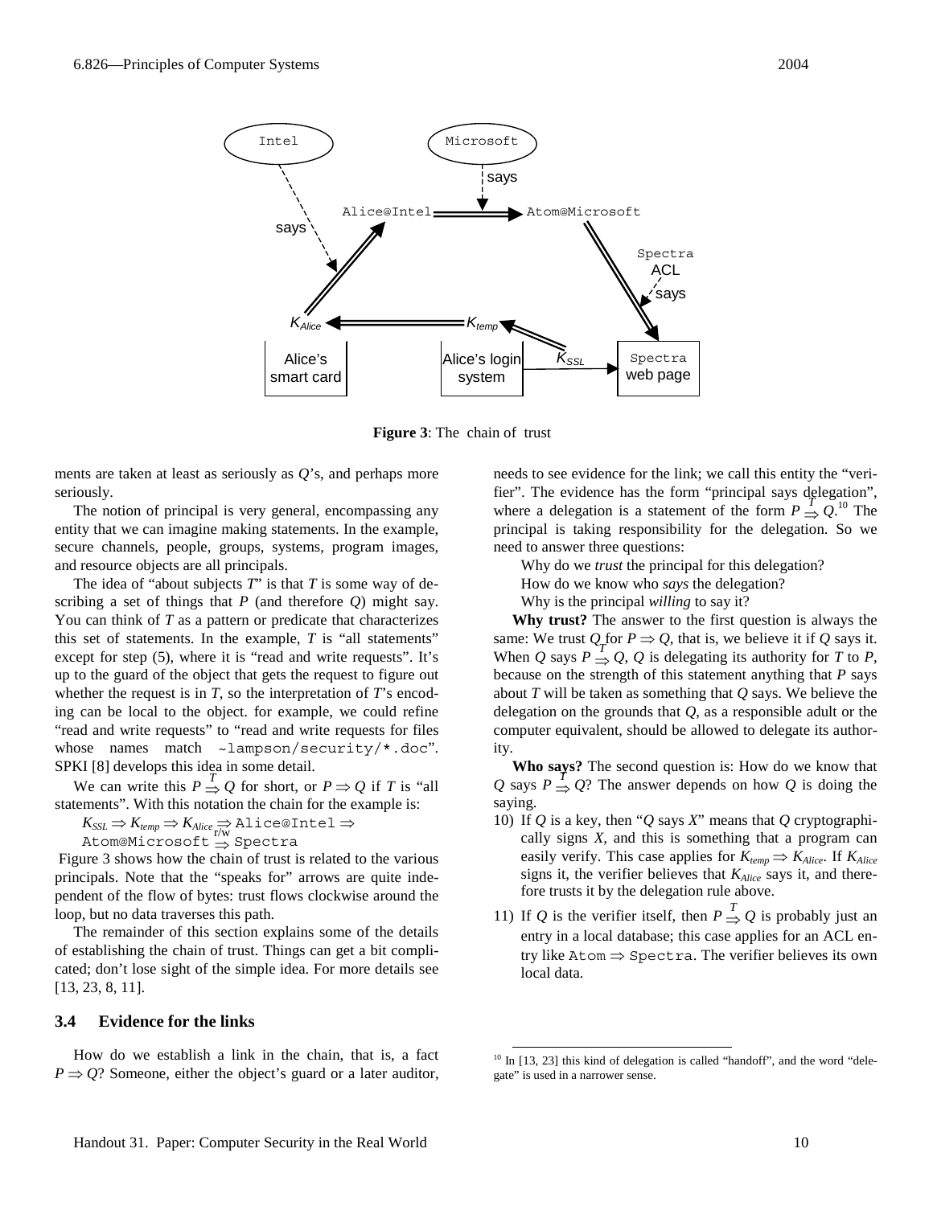**Figure 3**: The chain of trust

ments are taken at least as seriously as $Q$'s, and perhaps more seriously.

The notion of principal is very general, encompassing any entity that we can imagine making statements. In the example, secure channels, people, groups, systems, program images, and resource objects are all principals.

The idea of "about subjects $T$" is that $T$ is some way of describing a set of things that $P$ (and therefore $Q$) might say. You can think of $T$ as a pattern or predicate that characterizes this set of statements. In the example, $T$ is "all statements" except for step (5), where it is "read and write requests". It's up to the guard of the object that gets the request to figure out whether the request is in $T$, so the interpretation of $T$'s encoding can be local to the object. for example, we could refine "read and write requests" to "read and write requests for files whose names match `~lampson/security/*.doc`". SPKI [8] develops this idea in some detail.

We can write this $P \overset{T}{\Rightarrow} Q$ for short, or $P \Rightarrow Q$ if $T$ is "all statements". With this notation the chain for the example is:

$K_{SSL} \Rightarrow K_{temp} \Rightarrow K_{Alice} \Rightarrow$ `Alice@Intel` $\Rightarrow$
`Atom@Microsoft` $\underset{\text{r/w}}{\Rightarrow}$ `Spectra`

Figure 3 shows how the chain of trust is related to the various principals. Note that the "speaks for" arrows are quite independent of the flow of bytes: trust flows clockwise around the loop, but no data traverses this path.

The remainder of this section explains some of the details of establishing the chain of trust. Things can get a bit complicated; don't lose sight of the simple idea. For more details see [13, 23, 8, 11].

### 3.4 Evidence for the links

How do we establish a link in the chain, that is, a fact $P \Rightarrow Q$? Someone, either the object's guard or a later auditor, needs to see evidence for the link; we call this entity the "verifier". The evidence has the form "principal says delegation", where a delegation is a statement of the form $P \overset{T}{\Rightarrow} Q$.[10] The principal is taking responsibility for the delegation. So we need to answer three questions:

Why do we *trust* the principal for this delegation?
How do we know who *says* the delegation?
Why is the principal *willing* to say it?

**Why trust?** The answer to the first question is always the same: We trust $Q$ for $P \Rightarrow Q$, that is, we believe it if $Q$ says it. When $Q$ says $P \overset{T}{\Rightarrow} Q$, $Q$ is delegating its authority for $T$ to $P$, because on the strength of this statement anything that $P$ says about $T$ will be taken as something that $Q$ says. We believe the delegation on the grounds that $Q$, as a responsible adult or the computer equivalent, should be allowed to delegate its authority.

**Who says?** The second question is: How do we know that $Q$ says $P \overset{T}{\Rightarrow} Q$? The answer depends on how $Q$ is doing the saying.

10) If $Q$ is a key, then "$Q$ says $X$" means that $Q$ cryptographically signs $X$, and this is something that a program can easily verify. This case applies for $K_{temp} \Rightarrow K_{Alice}$. If $K_{Alice}$ signs it, the verifier believes that $K_{Alice}$ says it, and therefore trusts it by the delegation rule above.

11) If $Q$ is the verifier itself, then $P \overset{T}{\Rightarrow} Q$ is probably just an entry in a local database; this case applies for an ACL entry like `Atom` $\Rightarrow$ `Spectra`. The verifier believes its own local data.

[10] In [13, 23] this kind of delegation is called "handoff", and the word "delegate" is used in a narrower sense.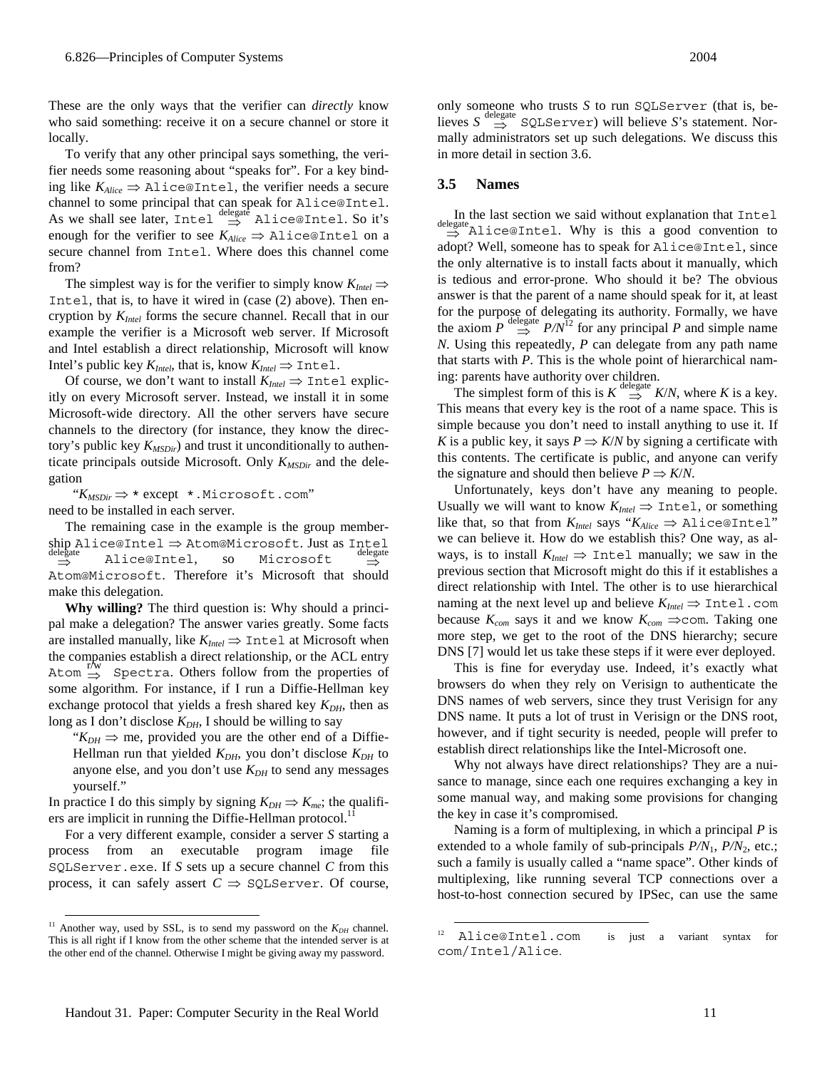These are the only ways that the verifier can *directly* know who said something: receive it on a secure channel or store it locally.

To verify that any other principal says something, the verifier needs some reasoning about "speaks for". For a key binding like $K_{Alice} \Rightarrow$ `Alice@Intel`, the verifier needs a secure channel to some principal that can speak for `Alice@Intel`. As we shall see later, `Intel` $\overset{\text{delegate}}{\Rightarrow}$ `Alice@Intel`. So it's enough for the verifier to see $K_{Alice} \Rightarrow$ `Alice@Intel` on a secure channel from `Intel`. Where does this channel come from?

The simplest way is for the verifier to simply know $K_{Intel} \Rightarrow$ `Intel`, that is, to have it wired in (case (2) above). Then encryption by $K_{Intel}$ forms the secure channel. Recall that in our example the verifier is a Microsoft web server. If Microsoft and Intel establish a direct relationship, Microsoft will know Intel's public key $K_{Intel}$, that is, know $K_{Intel} \Rightarrow$ `Intel`.

Of course, we don't want to install $K_{Intel} \Rightarrow$ `Intel` explicitly on every Microsoft server. Instead, we install it in some Microsoft-wide directory. All the other servers have secure channels to the directory (for instance, they know the directory's public key $K_{MSDir}$) and trust it unconditionally to authenticate principals outside Microsoft. Only $K_{MSDir}$ and the delegation

"$K_{MSDir} \Rightarrow$ * except `*.Microsoft.com`"

need to be installed in each server.

The remaining case in the example is the group membership `Alice@Intel` $\Rightarrow$ `Atom@Microsoft`. Just as `Intel` $\overset{\text{delegate}}{\Rightarrow}$ `Alice@Intel`, so `Microsoft` $\overset{\text{delegate}}{\Rightarrow}$ `Atom@Microsoft`. Therefore it's Microsoft that should make this delegation.

**Why willing?** The third question is: Why should a principal make a delegation? The answer varies greatly. Some facts are installed manually, like $K_{Intel} \Rightarrow$ `Intel` at Microsoft when the companies establish a direct relationship, or the ACL entry `Atom` $\overset{\text{r/w}}{\Rightarrow}$ `Spectra`. Others follow from the properties of some algorithm. For instance, if I run a Diffie-Hellman key exchange protocol that yields a fresh shared key $K_{DH}$, then as long as I don't disclose $K_{DH}$, I should be willing to say

> "$K_{DH} \Rightarrow$ me, provided you are the other end of a Diffie-Hellman run that yielded $K_{DH}$, you don't disclose $K_{DH}$ to anyone else, and you don't use $K_{DH}$ to send any messages yourself."

In practice I do this simply by signing $K_{DH} \Rightarrow K_{me}$; the qualifiers are implicit in running the Diffie-Hellman protocol.[11]

For a very different example, consider a server $S$ starting a process from an executable program image file `SQLServer.exe`. If $S$ sets up a secure channel $C$ from this process, it can safely assert $C \Rightarrow$ `SQLServer`. Of course, only someone who trusts $S$ to run `SQLServer` (that is, believes $S \overset{\text{delegate}}{\Rightarrow}$ `SQLServer`) will believe $S$'s statement. Normally administrators set up such delegations. We discuss this in more detail in section 3.6.

### 3.5 Names

In the last section we said without explanation that `Intel` $\overset{\text{delegate}}{\Rightarrow}$ `Alice@Intel`. Why is this a good convention to adopt? Well, someone has to speak for `Alice@Intel`, since the only alternative is to install facts about it manually, which is tedious and error-prone. Who should it be? The obvious answer is that the parent of a name should speak for it, at least for the purpose of delegating its authority. Formally, we have the axiom $P \overset{\text{delegate}}{\Rightarrow} P/N$[12] for any principal $P$ and simple name $N$. Using this repeatedly, $P$ can delegate from any path name that starts with $P$. This is the whole point of hierarchical naming: parents have authority over children.

The simplest form of this is $K \overset{\text{delegate}}{\Rightarrow} K/N$, where $K$ is a key. This means that every key is the root of a name space. This is simple because you don't need to install anything to use it. If $K$ is a public key, it says $P \Rightarrow K/N$ by signing a certificate with this contents. The certificate is public, and anyone can verify the signature and should then believe $P \Rightarrow K/N$.

Unfortunately, keys don't have any meaning to people. Usually we will want to know $K_{Intel} \Rightarrow$ `Intel`, or something like that, so that from $K_{Intel}$ says "$K_{Alice} \Rightarrow$ `Alice@Intel`" we can believe it. How do we establish this? One way, as always, is to install $K_{Intel} \Rightarrow$ `Intel` manually; we saw in the previous section that Microsoft might do this if it establishes a direct relationship with Intel. The other is to use hierarchical naming at the next level up and believe $K_{Intel} \Rightarrow$ `Intel.com` because $K_{com}$ says it and we know $K_{com} \Rightarrow$`com`. Taking one more step, we get to the root of the DNS hierarchy; secure DNS [7] would let us take these steps if it were ever deployed.

This is fine for everyday use. Indeed, it's exactly what browsers do when they rely on Verisign to authenticate the DNS names of web servers, since they trust Verisign for any DNS name. It puts a lot of trust in Verisign or the DNS root, however, and if tight security is needed, people will prefer to establish direct relationships like the Intel-Microsoft one.

Why not always have direct relationships? They are a nuisance to manage, since each one requires exchanging a key in some manual way, and making some provisions for changing the key in case it's compromised.

Naming is a form of multiplexing, in which a principal $P$ is extended to a whole family of sub-principals $P/N_1$, $P/N_2$, etc.; such a family is usually called a "name space". Other kinds of multiplexing, like running several TCP connections over a host-to-host connection secured by IPSec, can use the same

---

[11] Another way, used by SSL, is to send my password on the $K_{DH}$ channel. This is all right if I know from the other scheme that the intended server is at the other end of the channel. Otherwise I might be giving away my password.

[12] `Alice@Intel.com` is just a variant syntax for `com/Intel/Alice`.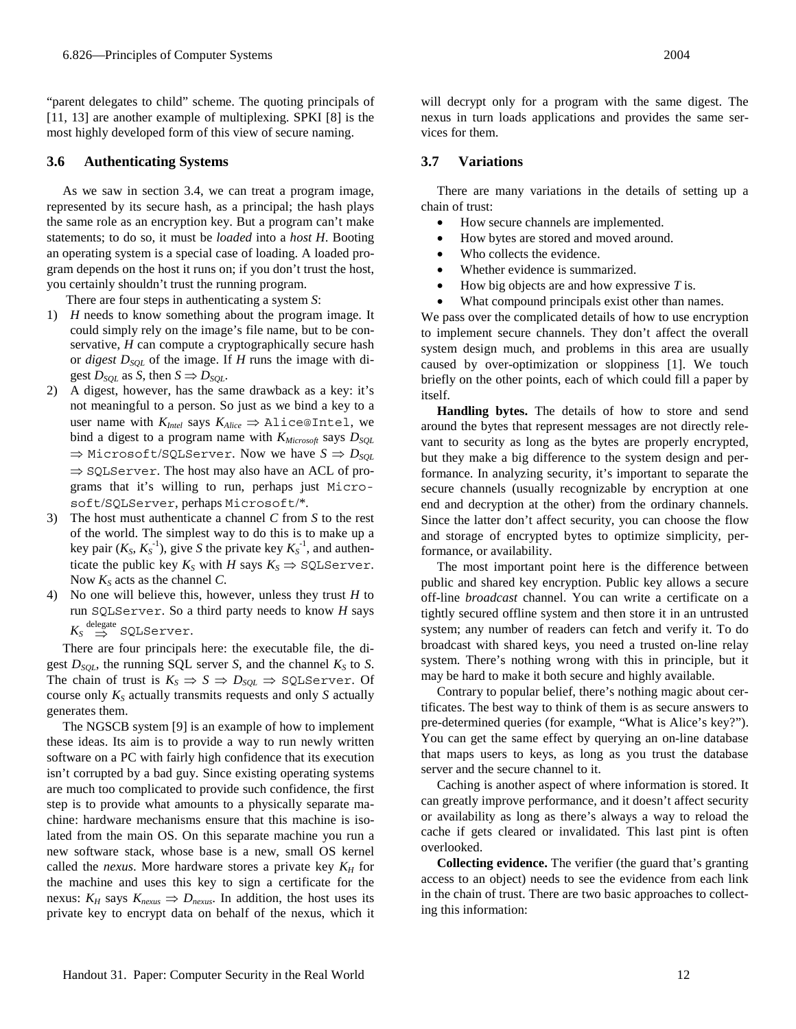"parent delegates to child" scheme. The quoting principals of [11, 13] are another example of multiplexing. SPKI [8] is the most highly developed form of this view of secure naming.

### 3.6 Authenticating Systems

As we saw in section 3.4, we can treat a program image, represented by its secure hash, as a principal; the hash plays the same role as an encryption key. But a program can't make statements; to do so, it must be *loaded* into a *host H*. Booting an operating system is a special case of loading. A loaded program depends on the host it runs on; if you don't trust the host, you certainly shouldn't trust the running program.

There are four steps in authenticating a system *S*:

1) *H* needs to know something about the program image. It could simply rely on the image's file name, but to be conservative, *H* can compute a cryptographically secure hash or *digest* $D_{SQL}$ of the image. If *H* runs the image with digest $D_{SQL}$ as *S*, then $S \Rightarrow D_{SQL}$.
2) A digest, however, has the same drawback as a key: it's not meaningful to a person. So just as we bind a key to a user name with $K_{Intel}$ says $K_{Alice} \Rightarrow$ `Alice@Intel`, we bind a digest to a program name with $K_{Microsoft}$ says $D_{SQL} \Rightarrow$ `Microsoft/SQLServer`. Now we have $S \Rightarrow D_{SQL} \Rightarrow$ `SQLServer`. The host may also have an ACL of programs that it's willing to run, perhaps just `Microsoft/SQLServer`, perhaps `Microsoft/*`.
3) The host must authenticate a channel *C* from *S* to the rest of the world. The simplest way to do this is to make up a key pair ($K_S$, $K_S^{-1}$), give *S* the private key $K_S^{-1}$, and authenticate the public key $K_S$ with *H* says $K_S \Rightarrow$ `SQLServer`. Now $K_S$ acts as the channel *C*.
4) No one will believe this, however, unless they trust *H* to run `SQLServer`. So a third party needs to know *H* says $K_S \overset{\text{delegate}}{\Rightarrow}$ `SQLServer`.

There are four principals here: the executable file, the digest $D_{SQL}$, the running SQL server *S*, and the channel $K_S$ to *S*. The chain of trust is $K_S \Rightarrow S \Rightarrow D_{SQL} \Rightarrow$ `SQLServer`. Of course only $K_S$ actually transmits requests and only *S* actually generates them.

The NGSCB system [9] is an example of how to implement these ideas. Its aim is to provide a way to run newly written software on a PC with fairly high confidence that its execution isn't corrupted by a bad guy. Since existing operating systems are much too complicated to provide such confidence, the first step is to provide what amounts to a physically separate machine: hardware mechanisms ensure that this machine is isolated from the main OS. On this separate machine you run a new software stack, whose base is a new, small OS kernel called the *nexus*. More hardware stores a private key $K_H$ for the machine and uses this key to sign a certificate for the nexus: $K_H$ says $K_{nexus} \Rightarrow D_{nexus}$. In addition, the host uses its private key to encrypt data on behalf of the nexus, which it will decrypt only for a program with the same digest. The nexus in turn loads applications and provides the same services for them.

### 3.7 Variations

There are many variations in the details of setting up a chain of trust:

- How secure channels are implemented.
- How bytes are stored and moved around.
- Who collects the evidence.
- Whether evidence is summarized.
- How big objects are and how expressive *T* is.
- What compound principals exist other than names.

We pass over the complicated details of how to use encryption to implement secure channels. They don't affect the overall system design much, and problems in this area are usually caused by over-optimization or sloppiness [1]. We touch briefly on the other points, each of which could fill a paper by itself.

**Handling bytes.** The details of how to store and send around the bytes that represent messages are not directly relevant to security as long as the bytes are properly encrypted, but they make a big difference to the system design and performance. In analyzing security, it's important to separate the secure channels (usually recognizable by encryption at one end and decryption at the other) from the ordinary channels. Since the latter don't affect security, you can choose the flow and storage of encrypted bytes to optimize simplicity, performance, or availability.

The most important point here is the difference between public and shared key encryption. Public key allows a secure off-line *broadcast* channel. You can write a certificate on a tightly secured offline system and then store it in an untrusted system; any number of readers can fetch and verify it. To do broadcast with shared keys, you need a trusted on-line relay system. There's nothing wrong with this in principle, but it may be hard to make it both secure and highly available.

Contrary to popular belief, there's nothing magic about certificates. The best way to think of them is as secure answers to pre-determined queries (for example, "What is Alice's key?"). You can get the same effect by querying an on-line database that maps users to keys, as long as you trust the database server and the secure channel to it.

Caching is another aspect of where information is stored. It can greatly improve performance, and it doesn't affect security or availability as long as there's always a way to reload the cache if gets cleared or invalidated. This last pint is often overlooked.

**Collecting evidence.** The verifier (the guard that's granting access to an object) needs to see the evidence from each link in the chain of trust. There are two basic approaches to collecting this information: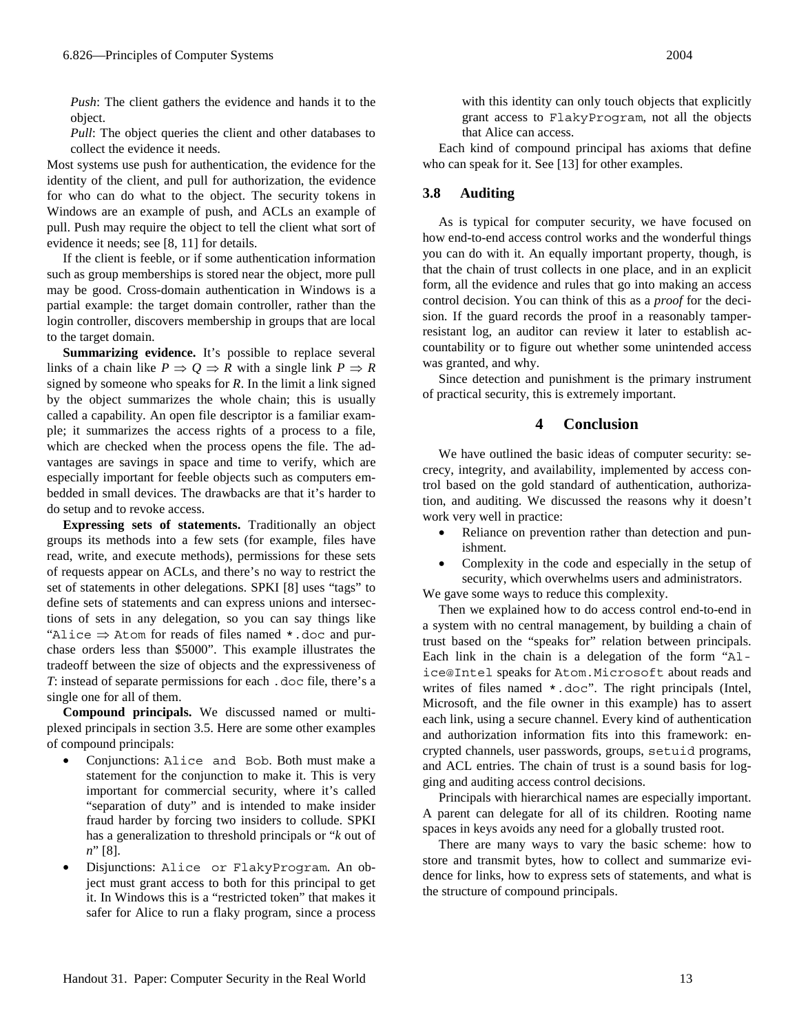*Push*: The client gathers the evidence and hands it to the object.

*Pull*: The object queries the client and other databases to collect the evidence it needs.

Most systems use push for authentication, the evidence for the identity of the client, and pull for authorization, the evidence for who can do what to the object. The security tokens in Windows are an example of push, and ACLs an example of pull. Push may require the object to tell the client what sort of evidence it needs; see [8, 11] for details.

If the client is feeble, or if some authentication information such as group memberships is stored near the object, more pull may be good. Cross-domain authentication in Windows is a partial example: the target domain controller, rather than the login controller, discovers membership in groups that are local to the target domain.

**Summarizing evidence.** It's possible to replace several links of a chain like $P \Rightarrow Q \Rightarrow R$ with a single link $P \Rightarrow R$ signed by someone who speaks for $R$. In the limit a link signed by the object summarizes the whole chain; this is usually called a capability. An open file descriptor is a familiar example; it summarizes the access rights of a process to a file, which are checked when the process opens the file. The advantages are savings in space and time to verify, which are especially important for feeble objects such as computers embedded in small devices. The drawbacks are that it's harder to do setup and to revoke access.

**Expressing sets of statements.** Traditionally an object groups its methods into a few sets (for example, files have read, write, and execute methods), permissions for these sets of requests appear on ACLs, and there's no way to restrict the set of statements in other delegations. SPKI [8] uses "tags" to define sets of statements and can express unions and intersections of sets in any delegation, so you can say things like "`Alice` $\Rightarrow$ `Atom` for reads of files named `*.doc` and purchase orders less than \$5000". This example illustrates the tradeoff between the size of objects and the expressiveness of $T$: instead of separate permissions for each `.doc` file, there's a single one for all of them.

**Compound principals.** We discussed named or multiplexed principals in section 3.5. Here are some other examples of compound principals:

- Conjunctions: `Alice and Bob`. Both must make a statement for the conjunction to make it. This is very important for commercial security, where it's called "separation of duty" and is intended to make insider fraud harder by forcing two insiders to collude. SPKI has a generalization to threshold principals or "*k* out of *n*" [8].
- Disjunctions: `Alice or FlakyProgram`. An object must grant access to both for this principal to get it. In Windows this is a "restricted token" that makes it safer for Alice to run a flaky program, since a process with this identity can only touch objects that explicitly grant access to `FlakyProgram`, not all the objects that Alice can access.

Each kind of compound principal has axioms that define who can speak for it. See [13] for other examples.

### 3.8 Auditing

As is typical for computer security, we have focused on how end-to-end access control works and the wonderful things you can do with it. An equally important property, though, is that the chain of trust collects in one place, and in an explicit form, all the evidence and rules that go into making an access control decision. You can think of this as a *proof* for the decision. If the guard records the proof in a reasonably tamper-resistant log, an auditor can review it later to establish accountability or to figure out whether some unintended access was granted, and why.

Since detection and punishment is the primary instrument of practical security, this is extremely important.

## 4 Conclusion

We have outlined the basic ideas of computer security: secrecy, integrity, and availability, implemented by access control based on the gold standard of authentication, authorization, and auditing. We discussed the reasons why it doesn't work very well in practice:

- Reliance on prevention rather than detection and punishment.
- Complexity in the code and especially in the setup of security, which overwhelms users and administrators.

We gave some ways to reduce this complexity.

Then we explained how to do access control end-to-end in a system with no central management, by building a chain of trust based on the "speaks for" relation between principals. Each link in the chain is a delegation of the form "`Alice@Intel` speaks for `Atom.Microsoft` about reads and writes of files named `*.doc`". The right principals (Intel, Microsoft, and the file owner in this example) has to assert each link, using a secure channel. Every kind of authentication and authorization information fits into this framework: encrypted channels, user passwords, groups, `setuid` programs, and ACL entries. The chain of trust is a sound basis for logging and auditing access control decisions.

Principals with hierarchical names are especially important. A parent can delegate for all of its children. Rooting name spaces in keys avoids any need for a globally trusted root.

There are many ways to vary the basic scheme: how to store and transmit bytes, how to collect and summarize evidence for links, how to express sets of statements, and what is the structure of compound principals.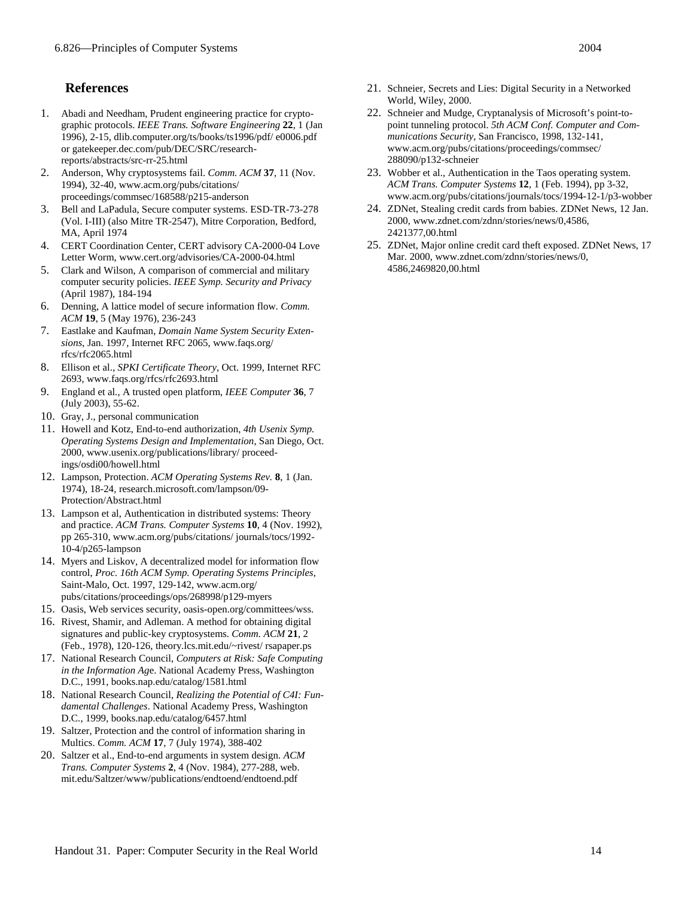## References

1. Abadi and Needham, Prudent engineering practice for cryptographic protocols. *IEEE Trans. Software Engineering* **22**, 1 (Jan 1996), 2-15, dlib.computer.org/ts/books/ts1996/pdf/ e0006.pdf or gatekeeper.dec.com/pub/DEC/SRC/research-reports/abstracts/src-rr-25.html
2. Anderson, Why cryptosystems fail. *Comm. ACM* **37**, 11 (Nov. 1994), 32-40, www.acm.org/pubs/citations/ proceedings/commsec/168588/p215-anderson
3. Bell and LaPadula, Secure computer systems. ESD-TR-73-278 (Vol. I-III) (also Mitre TR-2547), Mitre Corporation, Bedford, MA, April 1974
4. CERT Coordination Center, CERT advisory CA-2000-04 Love Letter Worm, www.cert.org/advisories/CA-2000-04.html
5. Clark and Wilson, A comparison of commercial and military computer security policies. *IEEE Symp. Security and Privacy* (April 1987), 184-194
6. Denning, A lattice model of secure information flow. *Comm. ACM* **19**, 5 (May 1976), 236-243
7. Eastlake and Kaufman, *Domain Name System Security Extensions*, Jan. 1997, Internet RFC 2065, www.faqs.org/ rfcs/rfc2065.html
8. Ellison et al., *SPKI Certificate Theory*, Oct. 1999, Internet RFC 2693, www.faqs.org/rfcs/rfc2693.html
9. England et al., A trusted open platform, *IEEE Computer* **36**, 7 (July 2003), 55-62.
10. Gray, J., personal communication
11. Howell and Kotz, End-to-end authorization, *4th Usenix Symp. Operating Systems Design and Implementation*, San Diego, Oct. 2000, www.usenix.org/publications/library/ proceedings/osdi00/howell.html
12. Lampson, Protection. *ACM Operating Systems Rev.* **8**, 1 (Jan. 1974), 18-24, research.microsoft.com/lampson/09-Protection/Abstract.html
13. Lampson et al, Authentication in distributed systems: Theory and practice. *ACM Trans. Computer Systems* **10**, 4 (Nov. 1992), pp 265-310, www.acm.org/pubs/citations/ journals/tocs/1992-10-4/p265-lampson
14. Myers and Liskov, A decentralized model for information flow control, *Proc. 16th ACM Symp. Operating Systems Principles*, Saint-Malo, Oct. 1997, 129-142, www.acm.org/ pubs/citations/proceedings/ops/268998/p129-myers
15. Oasis, Web services security, oasis-open.org/committees/wss.
16. Rivest, Shamir, and Adleman. A method for obtaining digital signatures and public-key cryptosystems. *Comm. ACM* **21**, 2 (Feb., 1978), 120-126, theory.lcs.mit.edu/~rivest/ rsapaper.ps
17. National Research Council, *Computers at Risk: Safe Computing in the Information Age*. National Academy Press, Washington D.C., 1991, books.nap.edu/catalog/1581.html
18. National Research Council, *Realizing the Potential of C4I: Fundamental Challenges*. National Academy Press, Washington D.C., 1999, books.nap.edu/catalog/6457.html
19. Saltzer, Protection and the control of information sharing in Multics. *Comm. ACM* **17**, 7 (July 1974), 388-402
20. Saltzer et al., End-to-end arguments in system design. *ACM Trans. Computer Systems* **2**, 4 (Nov. 1984), 277-288, web. mit.edu/Saltzer/www/publications/endtoend/endtoend.pdf
21. Schneier, Secrets and Lies: Digital Security in a Networked World, Wiley, 2000.
22. Schneier and Mudge, Cryptanalysis of Microsoft's point-to-point tunneling protocol. *5th ACM Conf. Computer and Communications Security*, San Francisco, 1998, 132-141, www.acm.org/pubs/citations/proceedings/commsec/ 288090/p132-schneier
23. Wobber et al., Authentication in the Taos operating system. *ACM Trans. Computer Systems* **12**, 1 (Feb. 1994), pp 3-32, www.acm.org/pubs/citations/journals/tocs/1994-12-1/p3-wobber
24. ZDNet, Stealing credit cards from babies. ZDNet News, 12 Jan. 2000, www.zdnet.com/zdnn/stories/news/0,4586, 2421377,00.html
25. ZDNet, Major online credit card theft exposed. ZDNet News, 17 Mar. 2000, www.zdnet.com/zdnn/stories/news/0, 4586,2469820,00.html